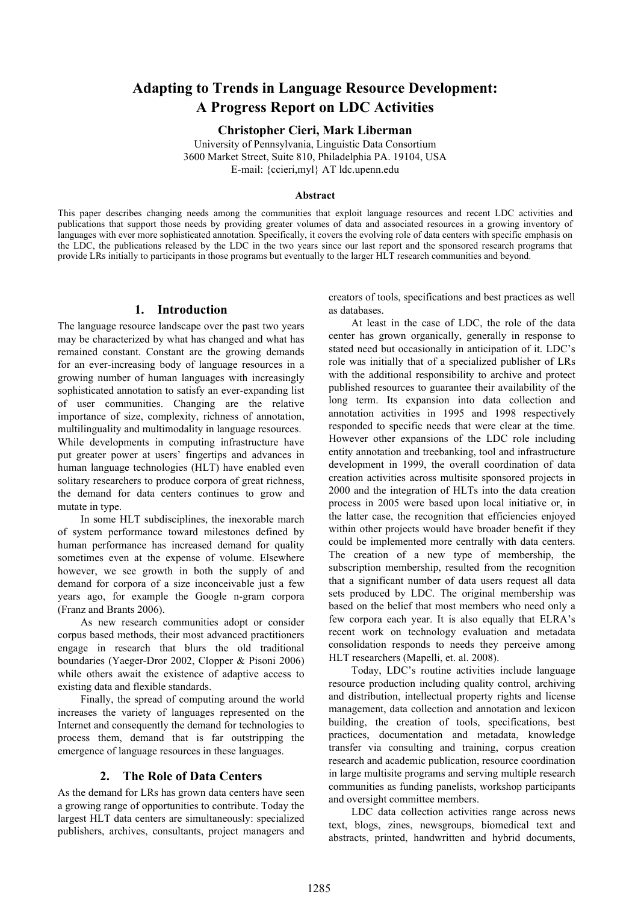# Adapting to Trends in Language Resource Development: A Progress Report on LDC Activities

**Christopher Cieri, Mark Liberman**

University of Pennsylvania, Linguistic Data Consortium
3600 Market Street, Suite 810, Philadelphia PA. 19104, USA
E-mail: {ccieri,myl} AT ldc.upenn.edu

### Abstract

This paper describes changing needs among the communities that exploit language resources and recent LDC activities and publications that support those needs by providing greater volumes of data and associated resources in a growing inventory of languages with ever more sophisticated annotation. Specifically, it covers the evolving role of data centers with specific emphasis on the LDC, the publications released by the LDC in the two years since our last report and the sponsored research programs that provide LRs initially to participants in those programs but eventually to the larger HLT research communities and beyond.

## 1. Introduction

The language resource landscape over the past two years may be characterized by what has changed and what has remained constant. Constant are the growing demands for an ever-increasing body of language resources in a growing number of human languages with increasingly sophisticated annotation to satisfy an ever-expanding list of user communities. Changing are the relative importance of size, complexity, richness of annotation, multilinguality and multimodality in language resources. While developments in computing infrastructure have put greater power at users' fingertips and advances in human language technologies (HLT) have enabled even solitary researchers to produce corpora of great richness, the demand for data centers continues to grow and mutate in type.

In some HLT subdisciplines, the inexorable march of system performance toward milestones defined by human performance has increased demand for quality sometimes even at the expense of volume. Elsewhere however, we see growth in both the supply of and demand for corpora of a size inconceivable just a few years ago, for example the Google n-gram corpora (Franz and Brants 2006).

As new research communities adopt or consider corpus based methods, their most advanced practitioners engage in research that blurs the old traditional boundaries (Yaeger-Dror 2002, Clopper & Pisoni 2006) while others await the existence of adaptive access to existing data and flexible standards.

Finally, the spread of computing around the world increases the variety of languages represented on the Internet and consequently the demand for technologies to process them, demand that is far outstripping the emergence of language resources in these languages.

## 2. The Role of Data Centers

As the demand for LRs has grown data centers have seen a growing range of opportunities to contribute. Today the largest HLT data centers are simultaneously: specialized publishers, archives, consultants, project managers and creators of tools, specifications and best practices as well as databases.

At least in the case of LDC, the role of the data center has grown organically, generally in response to stated need but occasionally in anticipation of it. LDC's role was initially that of a specialized publisher of LRs with the additional responsibility to archive and protect published resources to guarantee their availability of the long term. Its expansion into data collection and annotation activities in 1995 and 1998 respectively responded to specific needs that were clear at the time. However other expansions of the LDC role including entity annotation and treebanking, tool and infrastructure development in 1999, the overall coordination of data creation activities across multisite sponsored projects in 2000 and the integration of HLTs into the data creation process in 2005 were based upon local initiative or, in the latter case, the recognition that efficiencies enjoyed within other projects would have broader benefit if they could be implemented more centrally with data centers. The creation of a new type of membership, the subscription membership, resulted from the recognition that a significant number of data users request all data sets produced by LDC. The original membership was based on the belief that most members who need only a few corpora each year. It is also equally that ELRA's recent work on technology evaluation and metadata consolidation responds to needs they perceive among HLT researchers (Mapelli, et. al. 2008).

Today, LDC's routine activities include language resource production including quality control, archiving and distribution, intellectual property rights and license management, data collection and annotation and lexicon building, the creation of tools, specifications, best practices, documentation and metadata, knowledge transfer via consulting and training, corpus creation research and academic publication, resource coordination in large multisite programs and serving multiple research communities as funding panelists, workshop participants and oversight committee members.

LDC data collection activities range across news text, blogs, zines, newsgroups, biomedical text and abstracts, printed, handwritten and hybrid documents,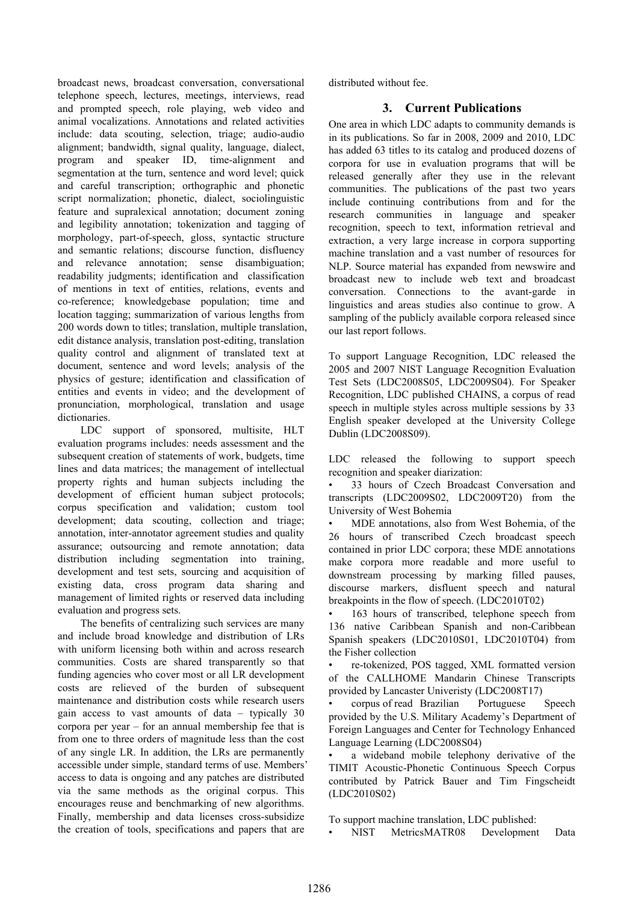broadcast news, broadcast conversation, conversational telephone speech, lectures, meetings, interviews, read and prompted speech, role playing, web video and animal vocalizations. Annotations and related activities include: data scouting, selection, triage; audio-audio alignment; bandwidth, signal quality, language, dialect, program and speaker ID, time-alignment and segmentation at the turn, sentence and word level; quick and careful transcription; orthographic and phonetic script normalization; phonetic, dialect, sociolinguistic feature and supralexical annotation; document zoning and legibility annotation; tokenization and tagging of morphology, part-of-speech, gloss, syntactic structure and semantic relations; discourse function, disfluency and relevance annotation; sense disambiguation; readability judgments; identification and classification of mentions in text of entities, relations, events and co-reference; knowledgebase population; time and location tagging; summarization of various lengths from 200 words down to titles; translation, multiple translation, edit distance analysis, translation post-editing, translation quality control and alignment of translated text at document, sentence and word levels; analysis of the physics of gesture; identification and classification of entities and events in video; and the development of pronunciation, morphological, translation and usage dictionaries.

LDC support of sponsored, multisite, HLT evaluation programs includes: needs assessment and the subsequent creation of statements of work, budgets, time lines and data matrices; the management of intellectual property rights and human subjects including the development of efficient human subject protocols; corpus specification and validation; custom tool development; data scouting, collection and triage; annotation, inter-annotator agreement studies and quality assurance; outsourcing and remote annotation; data distribution including segmentation into training, development and test sets, sourcing and acquisition of existing data, cross program data sharing and management of limited rights or reserved data including evaluation and progress sets.

The benefits of centralizing such services are many and include broad knowledge and distribution of LRs with uniform licensing both within and across research communities. Costs are shared transparently so that funding agencies who cover most or all LR development costs are relieved of the burden of subsequent maintenance and distribution costs while research users gain access to vast amounts of data – typically 30 corpora per year – for an annual membership fee that is from one to three orders of magnitude less than the cost of any single LR. In addition, the LRs are permanently accessible under simple, standard terms of use. Members' access to data is ongoing and any patches are distributed via the same methods as the original corpus. This encourages reuse and benchmarking of new algorithms. Finally, membership and data licenses cross-subsidize the creation of tools, specifications and papers that are distributed without fee.

## 3. Current Publications

One area in which LDC adapts to community demands is in its publications. So far in 2008, 2009 and 2010, LDC has added 63 titles to its catalog and produced dozens of corpora for use in evaluation programs that will be released generally after they use in the relevant communities. The publications of the past two years include continuing contributions from and for the research communities in language and speaker recognition, speech to text, information retrieval and extraction, a very large increase in corpora supporting machine translation and a vast number of resources for NLP. Source material has expanded from newswire and broadcast new to include web text and broadcast conversation. Connections to the avant-garde in linguistics and areas studies also continue to grow. A sampling of the publicly available corpora released since our last report follows.

To support Language Recognition, LDC released the 2005 and 2007 NIST Language Recognition Evaluation Test Sets (LDC2008S05, LDC2009S04). For Speaker Recognition, LDC published CHAINS, a corpus of read speech in multiple styles across multiple sessions by 33 English speaker developed at the University College Dublin (LDC2008S09).

LDC released the following to support speech recognition and speaker diarization:

- 33 hours of Czech Broadcast Conversation and transcripts (LDC2009S02, LDC2009T20) from the University of West Bohemia
- MDE annotations, also from West Bohemia, of the 26 hours of transcribed Czech broadcast speech contained in prior LDC corpora; these MDE annotations make corpora more readable and more useful to downstream processing by marking filled pauses, discourse markers, disfluent speech and natural breakpoints in the flow of speech. (LDC2010T02)
- 163 hours of transcribed, telephone speech from 136 native Caribbean Spanish and non-Caribbean Spanish speakers (LDC2010S01, LDC2010T04) from the Fisher collection
- re-tokenized, POS tagged, XML formatted version of the CALLHOME Mandarin Chinese Transcripts provided by Lancaster Univeristy (LDC2008T17)
- corpus of read Brazilian Portuguese Speech provided by the U.S. Military Academy's Department of Foreign Languages and Center for Technology Enhanced Language Learning (LDC2008S04)
- a wideband mobile telephony derivative of the TIMIT Acoustic-Phonetic Continuous Speech Corpus contributed by Patrick Bauer and Tim Fingscheidt (LDC2010S02)

To support machine translation, LDC published:

- NIST MetricsMATR08 Development Data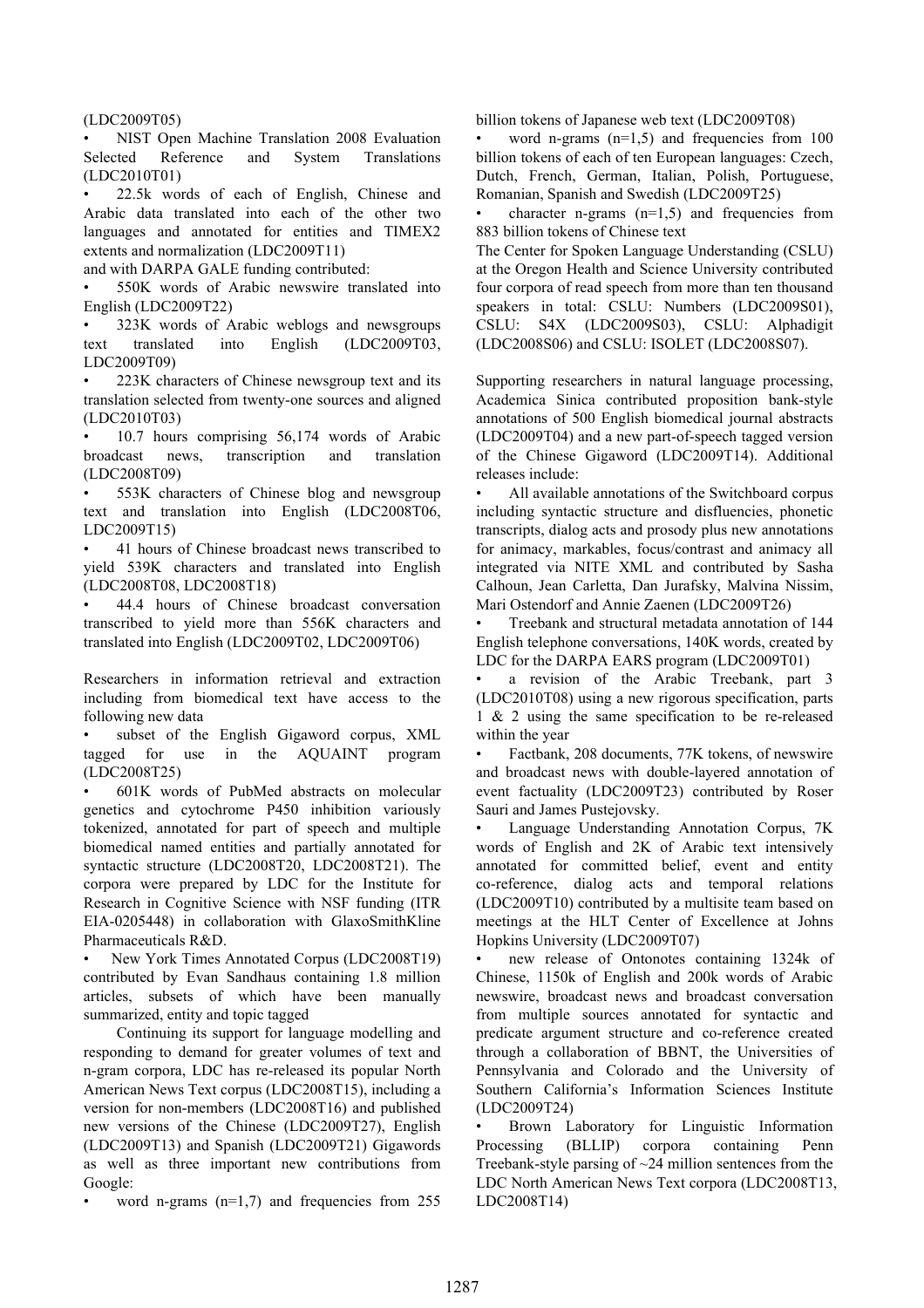(LDC2009T05)

- NIST Open Machine Translation 2008 Evaluation Selected Reference and System Translations (LDC2010T01)
- 22.5k words of each of English, Chinese and Arabic data translated into each of the other two languages and annotated for entities and TIMEX2 extents and normalization (LDC2009T11)

and with DARPA GALE funding contributed:

- 550K words of Arabic newswire translated into English (LDC2009T22)
- 323K words of Arabic weblogs and newsgroups text translated into English (LDC2009T03, LDC2009T09)
- 223K characters of Chinese newsgroup text and its translation selected from twenty-one sources and aligned (LDC2010T03)
- 10.7 hours comprising 56,174 words of Arabic broadcast news, transcription and translation (LDC2008T09)
- 553K characters of Chinese blog and newsgroup text and translation into English (LDC2008T06, LDC2009T15)
- 41 hours of Chinese broadcast news transcribed to yield 539K characters and translated into English (LDC2008T08, LDC2008T18)
- 44.4 hours of Chinese broadcast conversation transcribed to yield more than 556K characters and translated into English (LDC2009T02, LDC2009T06)

Researchers in information retrieval and extraction including from biomedical text have access to the following new data

- subset of the English Gigaword corpus, XML tagged for use in the AQUAINT program (LDC2008T25)
- 601K words of PubMed abstracts on molecular genetics and cytochrome P450 inhibition variously tokenized, annotated for part of speech and multiple biomedical named entities and partially annotated for syntactic structure (LDC2008T20, LDC2008T21). The corpora were prepared by LDC for the Institute for Research in Cognitive Science with NSF funding (ITR EIA-0205448) in collaboration with GlaxoSmithKline Pharmaceuticals R&D.
- New York Times Annotated Corpus (LDC2008T19) contributed by Evan Sandhaus containing 1.8 million articles, subsets of which have been manually summarized, entity and topic tagged

Continuing its support for language modelling and responding to demand for greater volumes of text and n-gram corpora, LDC has re-released its popular North American News Text corpus (LDC2008T15), including a version for non-members (LDC2008T16) and published new versions of the Chinese (LDC2009T27), English (LDC2009T13) and Spanish (LDC2009T21) Gigawords as well as three important new contributions from Google:

- word n-grams (n=1,7) and frequencies from 255 billion tokens of Japanese web text (LDC2009T08)
- word n-grams (n=1,5) and frequencies from 100 billion tokens of each of ten European languages: Czech, Dutch, French, German, Italian, Polish, Portuguese, Romanian, Spanish and Swedish (LDC2009T25)
- character n-grams (n=1,5) and frequencies from 883 billion tokens of Chinese text

The Center for Spoken Language Understanding (CSLU) at the Oregon Health and Science University contributed four corpora of read speech from more than ten thousand speakers in total: CSLU: Numbers (LDC2009S01), CSLU: S4X (LDC2009S03), CSLU: Alphadigit (LDC2008S06) and CSLU: ISOLET (LDC2008S07).

Supporting researchers in natural language processing, Academica Sinica contributed proposition bank-style annotations of 500 English biomedical journal abstracts (LDC2009T04) and a new part-of-speech tagged version of the Chinese Gigaword (LDC2009T14). Additional releases include:

- All available annotations of the Switchboard corpus including syntactic structure and disfluencies, phonetic transcripts, dialog acts and prosody plus new annotations for animacy, markables, focus/contrast and animacy all integrated via NITE XML and contributed by Sasha Calhoun, Jean Carletta, Dan Jurafsky, Malvina Nissim, Mari Ostendorf and Annie Zaenen (LDC2009T26)
- Treebank and structural metadata annotation of 144 English telephone conversations, 140K words, created by LDC for the DARPA EARS program (LDC2009T01)
- a revision of the Arabic Treebank, part 3 (LDC2010T08) using a new rigorous specification, parts 1 & 2 using the same specification to be re-released within the year
- Factbank, 208 documents, 77K tokens, of newswire and broadcast news with double-layered annotation of event factuality (LDC2009T23) contributed by Roser Sauri and James Pustejovsky.
- Language Understanding Annotation Corpus, 7K words of English and 2K of Arabic text intensively annotated for committed belief, event and entity co-reference, dialog acts and temporal relations (LDC2009T10) contributed by a multisite team based on meetings at the HLT Center of Excellence at Johns Hopkins University (LDC2009T07)
- new release of Ontonotes containing 1324k of Chinese, 1150k of English and 200k words of Arabic newswire, broadcast news and broadcast conversation from multiple sources annotated for syntactic and predicate argument structure and co-reference created through a collaboration of BBNT, the Universities of Pennsylvania and Colorado and the University of Southern California's Information Sciences Institute (LDC2009T24)
- Brown Laboratory for Linguistic Information Processing (BLLIP) corpora containing Penn Treebank-style parsing of ~24 million sentences from the LDC North American News Text corpora (LDC2008T13, LDC2008T14)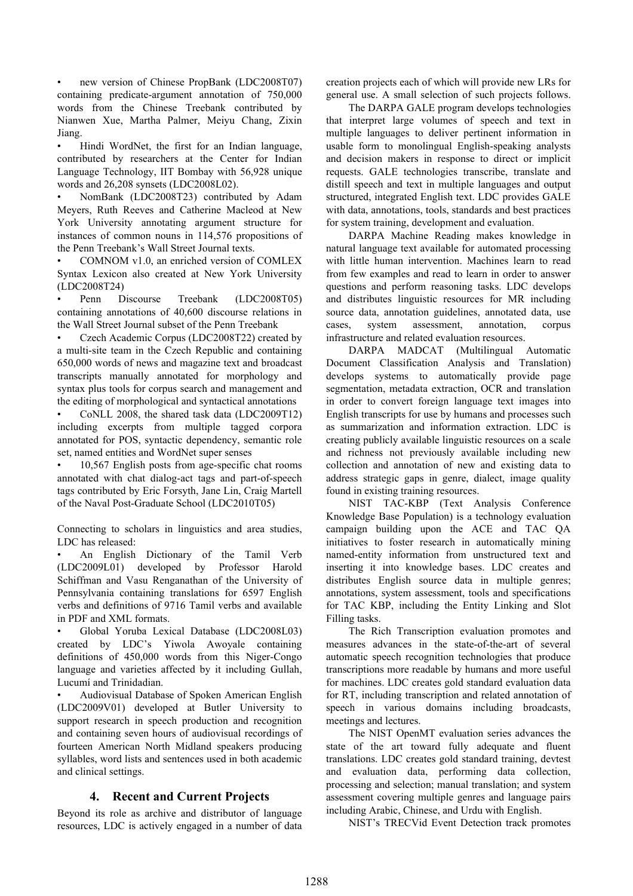- new version of Chinese PropBank (LDC2008T07) containing predicate-argument annotation of 750,000 words from the Chinese Treebank contributed by Nianwen Xue, Martha Palmer, Meiyu Chang, Zixin Jiang.
- Hindi WordNet, the first for an Indian language, contributed by researchers at the Center for Indian Language Technology, IIT Bombay with 56,928 unique words and 26,208 synsets (LDC2008L02).
- NomBank (LDC2008T23) contributed by Adam Meyers, Ruth Reeves and Catherine Macleod at New York University annotating argument structure for instances of common nouns in 114,576 propositions of the Penn Treebank's Wall Street Journal texts.
- COMNOM v1.0, an enriched version of COMLEX Syntax Lexicon also created at New York University (LDC2008T24)
- Penn Discourse Treebank (LDC2008T05) containing annotations of 40,600 discourse relations in the Wall Street Journal subset of the Penn Treebank
- Czech Academic Corpus (LDC2008T22) created by a multi-site team in the Czech Republic and containing 650,000 words of news and magazine text and broadcast transcripts manually annotated for morphology and syntax plus tools for corpus search and management and the editing of morphological and syntactical annotations
- CoNLL 2008, the shared task data (LDC2009T12) including excerpts from multiple tagged corpora annotated for POS, syntactic dependency, semantic role set, named entities and WordNet super senses
- 10,567 English posts from age-specific chat rooms annotated with chat dialog-act tags and part-of-speech tags contributed by Eric Forsyth, Jane Lin, Craig Martell of the Naval Post-Graduate School (LDC2010T05)

Connecting to scholars in linguistics and area studies, LDC has released:

- An English Dictionary of the Tamil Verb (LDC2009L01) developed by Professor Harold Schiffman and Vasu Renganathan of the University of Pennsylvania containing translations for 6597 English verbs and definitions of 9716 Tamil verbs and available in PDF and XML formats.
- Global Yoruba Lexical Database (LDC2008L03) created by LDC's Yiwola Awoyale containing definitions of 450,000 words from this Niger-Congo language and varieties affected by it including Gullah, Lucumí and Trinidadian.
- Audiovisual Database of Spoken American English (LDC2009V01) developed at Butler University to support research in speech production and recognition and containing seven hours of audiovisual recordings of fourteen American North Midland speakers producing syllables, word lists and sentences used in both academic and clinical settings.

## 4. Recent and Current Projects

Beyond its role as archive and distributor of language resources, LDC is actively engaged in a number of data creation projects each of which will provide new LRs for general use. A small selection of such projects follows.

The DARPA GALE program develops technologies that interpret large volumes of speech and text in multiple languages to deliver pertinent information in usable form to monolingual English-speaking analysts and decision makers in response to direct or implicit requests. GALE technologies transcribe, translate and distill speech and text in multiple languages and output structured, integrated English text. LDC provides GALE with data, annotations, tools, standards and best practices for system training, development and evaluation.

DARPA Machine Reading makes knowledge in natural language text available for automated processing with little human intervention. Machines learn to read from few examples and read to learn in order to answer questions and perform reasoning tasks. LDC develops and distributes linguistic resources for MR including source data, annotation guidelines, annotated data, use cases, system assessment, annotation, corpus infrastructure and related evaluation resources.

DARPA MADCAT (Multilingual Automatic Document Classification Analysis and Translation) develops systems to automatically provide page segmentation, metadata extraction, OCR and translation in order to convert foreign language text images into English transcripts for use by humans and processes such as summarization and information extraction. LDC is creating publicly available linguistic resources on a scale and richness not previously available including new collection and annotation of new and existing data to address strategic gaps in genre, dialect, image quality found in existing training resources.

NIST TAC-KBP (Text Analysis Conference Knowledge Base Population) is a technology evaluation campaign building upon the ACE and TAC QA initiatives to foster research in automatically mining named-entity information from unstructured text and inserting it into knowledge bases. LDC creates and distributes English source data in multiple genres; annotations, system assessment, tools and specifications for TAC KBP, including the Entity Linking and Slot Filling tasks.

The Rich Transcription evaluation promotes and measures advances in the state-of-the-art of several automatic speech recognition technologies that produce transcriptions more readable by humans and more useful for machines. LDC creates gold standard evaluation data for RT, including transcription and related annotation of speech in various domains including broadcasts, meetings and lectures.

The NIST OpenMT evaluation series advances the state of the art toward fully adequate and fluent translations. LDC creates gold standard training, devtest and evaluation data, performing data collection, processing and selection; manual translation; and system assessment covering multiple genres and language pairs including Arabic, Chinese, and Urdu with English.

NIST's TRECVid Event Detection track promotes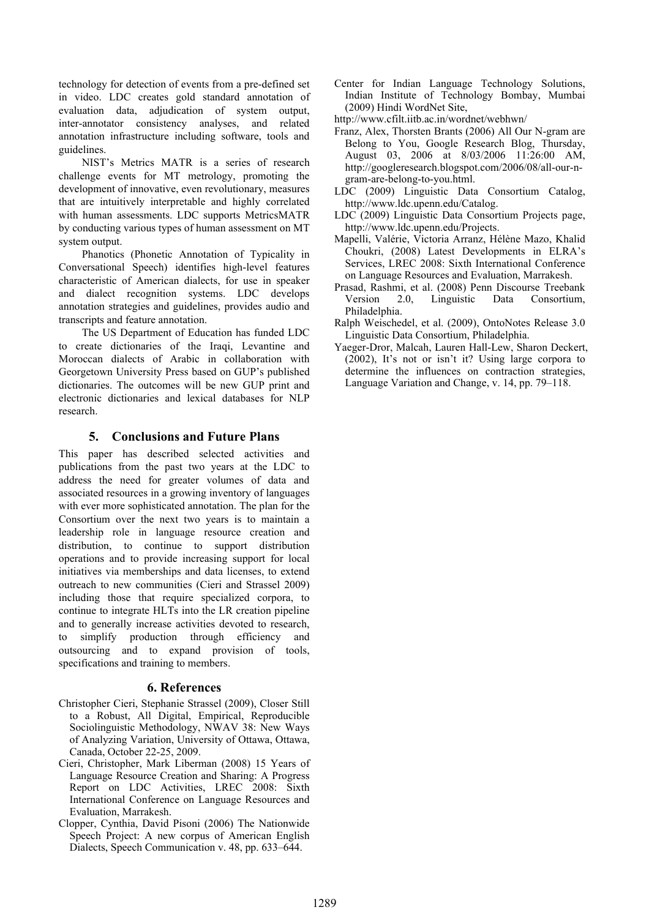technology for detection of events from a pre-defined set in video. LDC creates gold standard annotation of evaluation data, adjudication of system output, inter-annotator consistency analyses, and related annotation infrastructure including software, tools and guidelines.

NIST's Metrics MATR is a series of research challenge events for MT metrology, promoting the development of innovative, even revolutionary, measures that are intuitively interpretable and highly correlated with human assessments. LDC supports MetricsMATR by conducting various types of human assessment on MT system output.

Phanotics (Phonetic Annotation of Typicality in Conversational Speech) identifies high-level features characteristic of American dialects, for use in speaker and dialect recognition systems. LDC develops annotation strategies and guidelines, provides audio and transcripts and feature annotation.

The US Department of Education has funded LDC to create dictionaries of the Iraqi, Levantine and Moroccan dialects of Arabic in collaboration with Georgetown University Press based on GUP's published dictionaries. The outcomes will be new GUP print and electronic dictionaries and lexical databases for NLP research.

## 5. Conclusions and Future Plans

This paper has described selected activities and publications from the past two years at the LDC to address the need for greater volumes of data and associated resources in a growing inventory of languages with ever more sophisticated annotation. The plan for the Consortium over the next two years is to maintain a leadership role in language resource creation and distribution, to continue to support distribution operations and to provide increasing support for local initiatives via memberships and data licenses, to extend outreach to new communities (Cieri and Strassel 2009) including those that require specialized corpora, to continue to integrate HLTs into the LR creation pipeline and to generally increase activities devoted to research, to simplify production through efficiency and outsourcing and to expand provision of tools, specifications and training to members.

## 6. References

Christopher Cieri, Stephanie Strassel (2009), Closer Still to a Robust, All Digital, Empirical, Reproducible Sociolinguistic Methodology, NWAV 38: New Ways of Analyzing Variation, University of Ottawa, Ottawa, Canada, October 22-25, 2009.

Cieri, Christopher, Mark Liberman (2008) 15 Years of Language Resource Creation and Sharing: A Progress Report on LDC Activities, LREC 2008: Sixth International Conference on Language Resources and Evaluation, Marrakesh.

Clopper, Cynthia, David Pisoni (2006) The Nationwide Speech Project: A new corpus of American English Dialects, Speech Communication v. 48, pp. 633–644.

Center for Indian Language Technology Solutions, Indian Institute of Technology Bombay, Mumbai (2009) Hindi WordNet Site,

http://www.cfilt.iitb.ac.in/wordnet/webhwn/

Franz, Alex, Thorsten Brants (2006) All Our N-gram are Belong to You, Google Research Blog, Thursday, August 03, 2006 at 8/03/2006 11:26:00 AM, http://googleresearch.blogspot.com/2006/08/all-our-n-gram-are-belong-to-you.html.

LDC (2009) Linguistic Data Consortium Catalog, http://www.ldc.upenn.edu/Catalog.

LDC (2009) Linguistic Data Consortium Projects page, http://www.ldc.upenn.edu/Projects.

Mapelli, Valérie, Victoria Arranz, Hélène Mazo, Khalid Choukri, (2008) Latest Developments in ELRA's Services, LREC 2008: Sixth International Conference on Language Resources and Evaluation, Marrakesh.

Prasad, Rashmi, et al. (2008) Penn Discourse Treebank Version 2.0, Linguistic Data Consortium, Philadelphia.

Ralph Weischedel, et al. (2009), OntoNotes Release 3.0 Linguistic Data Consortium, Philadelphia.

Yaeger-Dror, Malcah, Lauren Hall-Lew, Sharon Deckert, (2002), It's not or isn't it? Using large corpora to determine the influences on contraction strategies, Language Variation and Change, v. 14, pp. 79–118.